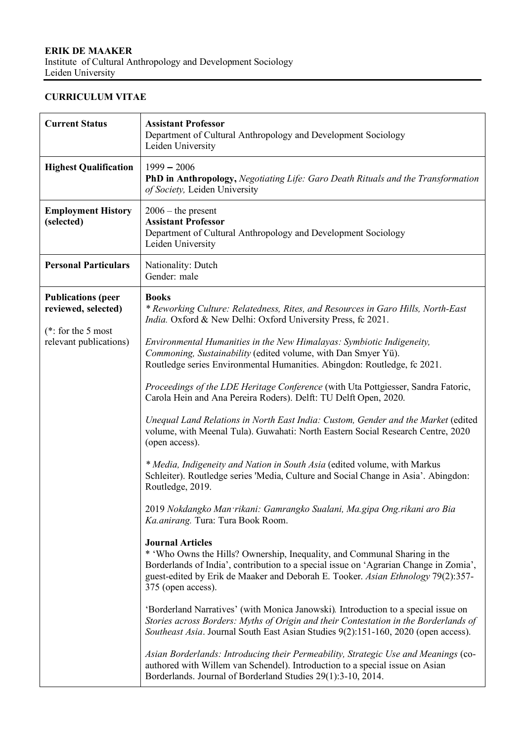**ERIK DE MAAKER**
Institute of Cultural Anthropology and Development Sociology
Leiden University

**CURRICULUM VITAE**

| **Current Status** | **Assistant Professor**<br>Department of Cultural Anthropology and Development Sociology<br>Leiden University |
|---|---|
| **Highest Qualification** | 1999 – 2006<br>**PhD in Anthropology,** *Negotiating Life: Garo Death Rituals and the Transformation of Society,* Leiden University |
| **Employment History (selected)** | 2006 – the present<br>**Assistant Professor**<br>Department of Cultural Anthropology and Development Sociology<br>Leiden University |
| **Personal Particulars** | Nationality: Dutch<br>Gender: male |
| **Publications (peer reviewed, selected)**<br><br>(*: for the 5 most relevant publications) | **Books**<br>* *Reworking Culture: Relatedness, Rites, and Resources in Garo Hills, North-East India.* Oxford & New Delhi: Oxford University Press, fc 2021.<br><br>*Environmental Humanities in the New Himalayas: Symbiotic Indigeneity, Commoning, Sustainability* (edited volume, with Dan Smyer Yü).<br>Routledge series Environmental Humanities. Abingdon: Routledge, fc 2021.<br><br>*Proceedings of the LDE Heritage Conference* (with Uta Pottgiesser, Sandra Fatoric, Carola Hein and Ana Pereira Roders). Delft: TU Delft Open, 2020.<br><br>*Unequal Land Relations in North East India: Custom, Gender and the Market* (edited volume, with Meenal Tula). Guwahati: North Eastern Social Research Centre, 2020 (open access).<br><br>* *Media, Indigeneity and Nation in South Asia* (edited volume, with Markus Schleiter). Routledge series 'Media, Culture and Social Change in Asia'. Abingdon: Routledge, 2019.<br><br>2019 *Nokdangko Man·rikani: Gamrangko Sualani, Ma.gipa Ong.rikani aro Bia Ka.anirang.* Tura: Tura Book Room.<br><br>**Journal Articles**<br>* 'Who Owns the Hills? Ownership, Inequality, and Communal Sharing in the Borderlands of India', contribution to a special issue on 'Agrarian Change in Zomia', guest-edited by Erik de Maaker and Deborah E. Tooker. *Asian Ethnology* 79(2):357-375 (open access).<br><br>'Borderland Narratives' (with Monica Janowski)*.* Introduction to a special issue on *Stories across Borders: Myths of Origin and their Contestation in the Borderlands of Southeast Asia*. Journal South East Asian Studies 9(2):151-160, 2020 (open access).<br><br>*Asian Borderlands: Introducing their Permeability, Strategic Use and Meanings* (co-authored with Willem van Schendel). Introduction to a special issue on Asian Borderlands. Journal of Borderland Studies 29(1):3-10, 2014. |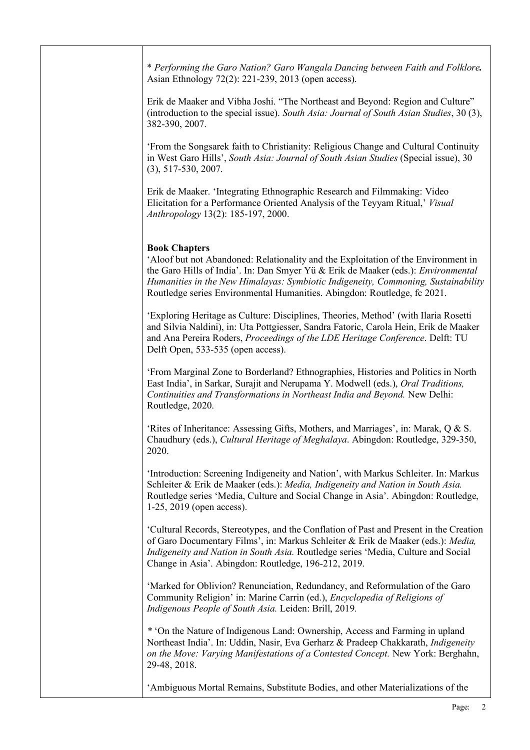* *Performing the Garo Nation? Garo Wangala Dancing between Faith and Folklore.* Asian Ethnology 72(2): 221-239, 2013 (open access).

Erik de Maaker and Vibha Joshi. "The Northeast and Beyond: Region and Culture" (introduction to the special issue). *South Asia: Journal of South Asian Studies*, 30 (3), 382-390, 2007.

'From the Songsarek faith to Christianity: Religious Change and Cultural Continuity in West Garo Hills', *South Asia: Journal of South Asian Studies* (Special issue), 30 (3), 517-530, 2007.

Erik de Maaker. 'Integrating Ethnographic Research and Filmmaking: Video Elicitation for a Performance Oriented Analysis of the Teyyam Ritual,' *Visual Anthropology* 13(2): 185-197, 2000.

**Book Chapters**

'Aloof but not Abandoned: Relationality and the Exploitation of the Environment in the Garo Hills of India'. In: Dan Smyer Yü & Erik de Maaker (eds.): *Environmental Humanities in the New Himalayas: Symbiotic Indigeneity, Commoning, Sustainability* Routledge series Environmental Humanities. Abingdon: Routledge, fc 2021.

'Exploring Heritage as Culture: Disciplines, Theories, Method' (with Ilaria Rosetti and Silvia Naldini), in: Uta Pottgiesser, Sandra Fatoric, Carola Hein, Erik de Maaker and Ana Pereira Roders, *Proceedings of the LDE Heritage Conference*. Delft: TU Delft Open, 533-535 (open access).

'From Marginal Zone to Borderland? Ethnographies, Histories and Politics in North East India', in Sarkar, Surajit and Nerupama Y. Modwell (eds.), *Oral Traditions, Continuities and Transformations in Northeast India and Beyond.* New Delhi: Routledge, 2020.

'Rites of Inheritance: Assessing Gifts, Mothers, and Marriages', in: Marak, Q & S. Chaudhury (eds.), *Cultural Heritage of Meghalaya*. Abingdon: Routledge, 329-350, 2020.

'Introduction: Screening Indigeneity and Nation', with Markus Schleiter. In: Markus Schleiter & Erik de Maaker (eds.): *Media, Indigeneity and Nation in South Asia.* Routledge series 'Media, Culture and Social Change in Asia'. Abingdon: Routledge, 1-25, 2019 (open access).

'Cultural Records, Stereotypes, and the Conflation of Past and Present in the Creation of Garo Documentary Films', in: Markus Schleiter & Erik de Maaker (eds.): *Media, Indigeneity and Nation in South Asia.* Routledge series 'Media, Culture and Social Change in Asia'. Abingdon: Routledge, 196-212, 2019.

'Marked for Oblivion? Renunciation, Redundancy, and Reformulation of the Garo Community Religion' in: Marine Carrin (ed.), *Encyclopedia of Religions of Indigenous People of South Asia.* Leiden: Brill, 2019.

* 'On the Nature of Indigenous Land: Ownership, Access and Farming in upland Northeast India'. In: Uddin, Nasir, Eva Gerharz & Pradeep Chakkarath, *Indigeneity on the Move: Varying Manifestations of a Contested Concept.* New York: Berghahn, 29-48, 2018.

'Ambiguous Mortal Remains, Substitute Bodies, and other Materializations of the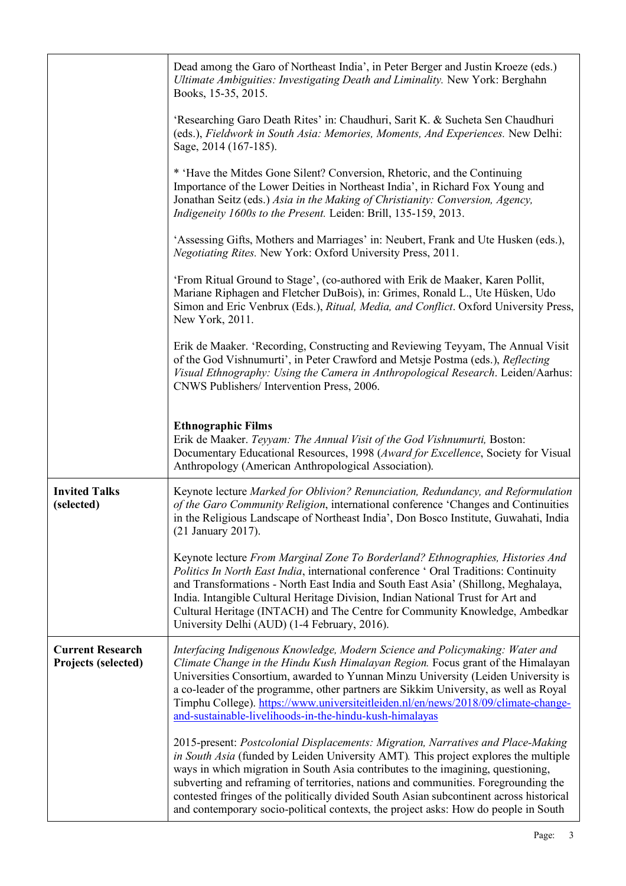| | |
|---|---|
| | Dead among the Garo of Northeast India', in Peter Berger and Justin Kroeze (eds.) *Ultimate Ambiguities: Investigating Death and Liminality.* New York: Berghahn Books, 15-35, 2015.<br><br>'Researching Garo Death Rites' in: Chaudhuri, Sarit K. & Sucheta Sen Chaudhuri (eds.), *Fieldwork in South Asia: Memories, Moments, And Experiences.* New Delhi: Sage, 2014 (167-185).<br><br>* 'Have the Mitdes Gone Silent? Conversion, Rhetoric, and the Continuing Importance of the Lower Deities in Northeast India', in Richard Fox Young and Jonathan Seitz (eds.) *Asia in the Making of Christianity: Conversion, Agency, Indigeneity 1600s to the Present.* Leiden: Brill, 135-159, 2013.<br><br>'Assessing Gifts, Mothers and Marriages' in: Neubert, Frank and Ute Husken (eds.), *Negotiating Rites.* New York: Oxford University Press, 2011.<br><br>'From Ritual Ground to Stage', (co-authored with Erik de Maaker, Karen Pollit, Mariane Riphagen and Fletcher DuBois), in: Grimes, Ronald L., Ute Hüsken, Udo Simon and Eric Venbrux (Eds.), *Ritual, Media, and Conflict*. Oxford University Press, New York, 2011.<br><br>Erik de Maaker. 'Recording, Constructing and Reviewing Teyyam, The Annual Visit of the God Vishnumurti', in Peter Crawford and Metsje Postma (eds.), *Reflecting Visual Ethnography: Using the Camera in Anthropological Research*. Leiden/Aarhus: CNWS Publishers/ Intervention Press, 2006.<br><br>**Ethnographic Films**<br>Erik de Maaker. *Teyyam: The Annual Visit of the God Vishnumurti,* Boston: Documentary Educational Resources, 1998 (*Award for Excellence*, Society for Visual Anthropology (American Anthropological Association). |
| **Invited Talks (selected)** | Keynote lecture *Marked for Oblivion? Renunciation, Redundancy, and Reformulation of the Garo Community Religion*, international conference 'Changes and Continuities in the Religious Landscape of Northeast India', Don Bosco Institute, Guwahati, India (21 January 2017).<br><br>Keynote lecture *From Marginal Zone To Borderland? Ethnographies, Histories And Politics In North East India*, international conference ' Oral Traditions: Continuity and Transformations - North East India and South East Asia' (Shillong, Meghalaya, India. Intangible Cultural Heritage Division, Indian National Trust for Art and Cultural Heritage (INTACH) and The Centre for Community Knowledge, Ambedkar University Delhi (AUD) (1-4 February, 2016). |
| **Current Research Projects (selected)** | *Interfacing Indigenous Knowledge, Modern Science and Policymaking: Water and Climate Change in the Hindu Kush Himalayan Region.* Focus grant of the Himalayan Universities Consortium, awarded to Yunnan Minzu University (Leiden University is a co-leader of the programme, other partners are Sikkim University, as well as Royal Timphu College). https://www.universiteitleiden.nl/en/news/2018/09/climate-change-and-sustainable-livelihoods-in-the-hindu-kush-himalayas<br><br>2015-present: *Postcolonial Displacements: Migration, Narratives and Place-Making in South Asia* (funded by Leiden University AMT)*.* This project explores the multiple ways in which migration in South Asia contributes to the imagining, questioning, subverting and reframing of territories, nations and communities. Foregrounding the contested fringes of the politically divided South Asian subcontinent across historical and contemporary socio-political contexts, the project asks: How do people in South |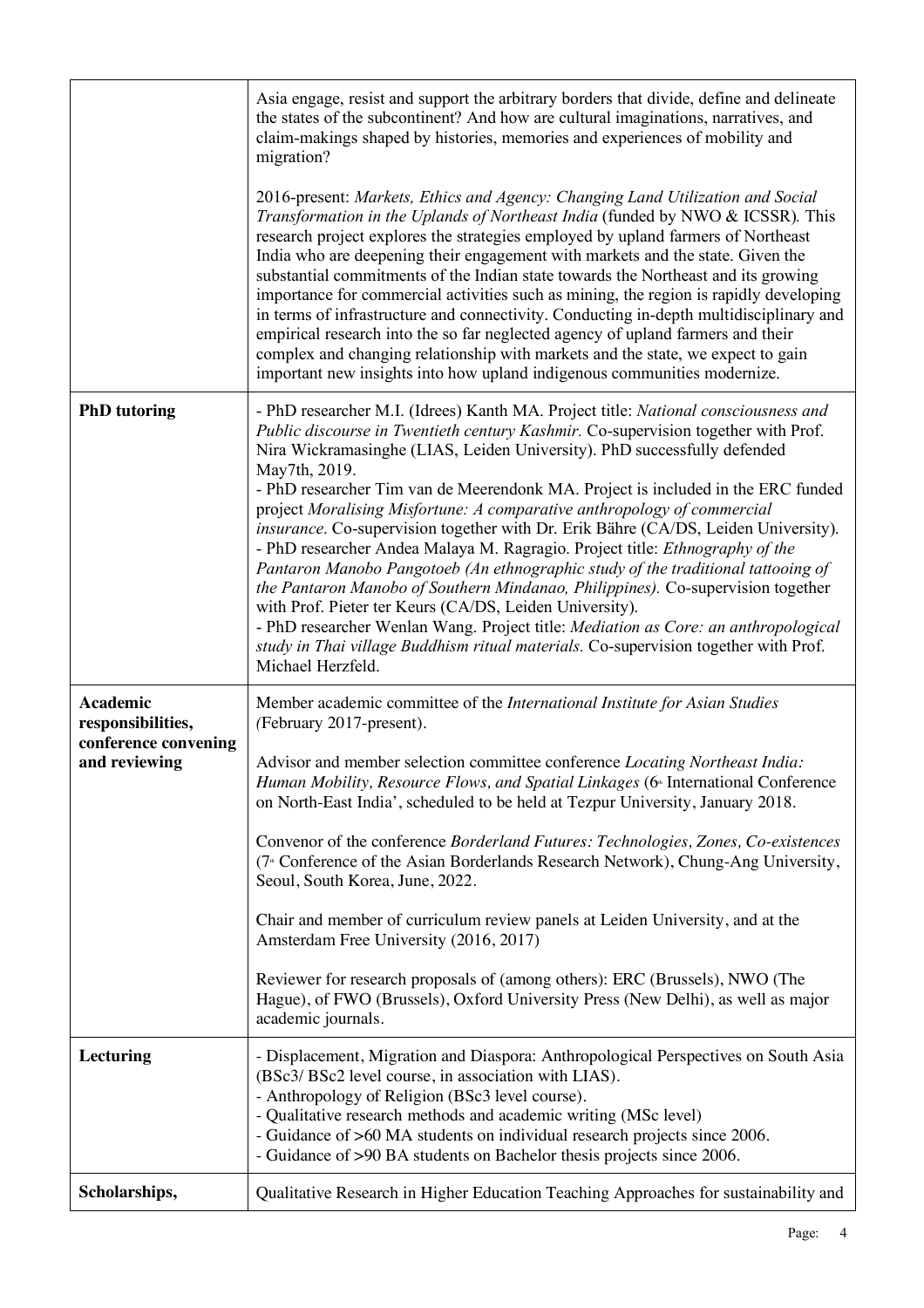| | |
|---|---|
| | Asia engage, resist and support the arbitrary borders that divide, define and delineate the states of the subcontinent? And how are cultural imaginations, narratives, and claim-makings shaped by histories, memories and experiences of mobility and migration?<br><br>2016-present: *Markets, Ethics and Agency: Changing Land Utilization and Social Transformation in the Uplands of Northeast India* (funded by NWO & ICSSR)*.* This research project explores the strategies employed by upland farmers of Northeast India who are deepening their engagement with markets and the state. Given the substantial commitments of the Indian state towards the Northeast and its growing importance for commercial activities such as mining, the region is rapidly developing in terms of infrastructure and connectivity. Conducting in-depth multidisciplinary and empirical research into the so far neglected agency of upland farmers and their complex and changing relationship with markets and the state, we expect to gain important new insights into how upland indigenous communities modernize. |
| **PhD tutoring** | - PhD researcher M.I. (Idrees) Kanth MA. Project title: *National consciousness and Public discourse in Twentieth century Kashmir.* Co-supervision together with Prof. Nira Wickramasinghe (LIAS, Leiden University). PhD successfully defended May7th, 2019.<br>- PhD researcher Tim van de Meerendonk MA. Project is included in the ERC funded project *Moralising Misfortune: A comparative anthropology of commercial insurance*. Co-supervision together with Dr. Erik Bähre (CA/DS, Leiden University).<br>- PhD researcher Andea Malaya M. Ragragio. Project title: *Ethnography of the Pantaron Manobo Pangotoeb (An ethnographic study of the traditional tattooing of the Pantaron Manobo of Southern Mindanao, Philippines).* Co-supervision together with Prof. Pieter ter Keurs (CA/DS, Leiden University).<br>- PhD researcher Wenlan Wang. Project title: *Mediation as Core: an anthropological study in Thai village Buddhism ritual materials.* Co-supervision together with Prof. Michael Herzfeld. |
| **Academic responsibilities, conference convening and reviewing** | Member academic committee of the *International Institute for Asian Studies (*February 2017-present).<br><br>Advisor and member selection committee conference *Locating Northeast India: Human Mobility, Resource Flows, and Spatial Linkages* (6th International Conference on North-East India', scheduled to be held at Tezpur University, January 2018.<br><br>Convenor of the conference *Borderland Futures: Technologies, Zones, Co-existences* (7th Conference of the Asian Borderlands Research Network), Chung-Ang University, Seoul, South Korea, June, 2022.<br><br>Chair and member of curriculum review panels at Leiden University, and at the Amsterdam Free University (2016, 2017)<br><br>Reviewer for research proposals of (among others): ERC (Brussels), NWO (The Hague), of FWO (Brussels), Oxford University Press (New Delhi), as well as major academic journals. |
| **Lecturing** | - Displacement, Migration and Diaspora: Anthropological Perspectives on South Asia (BSc3/ BSc2 level course, in association with LIAS).<br>- Anthropology of Religion (BSc3 level course).<br>- Qualitative research methods and academic writing (MSc level)<br>- Guidance of >60 MA students on individual research projects since 2006.<br>- Guidance of >90 BA students on Bachelor thesis projects since 2006. |
| **Scholarships,** | Qualitative Research in Higher Education Teaching Approaches for sustainability and |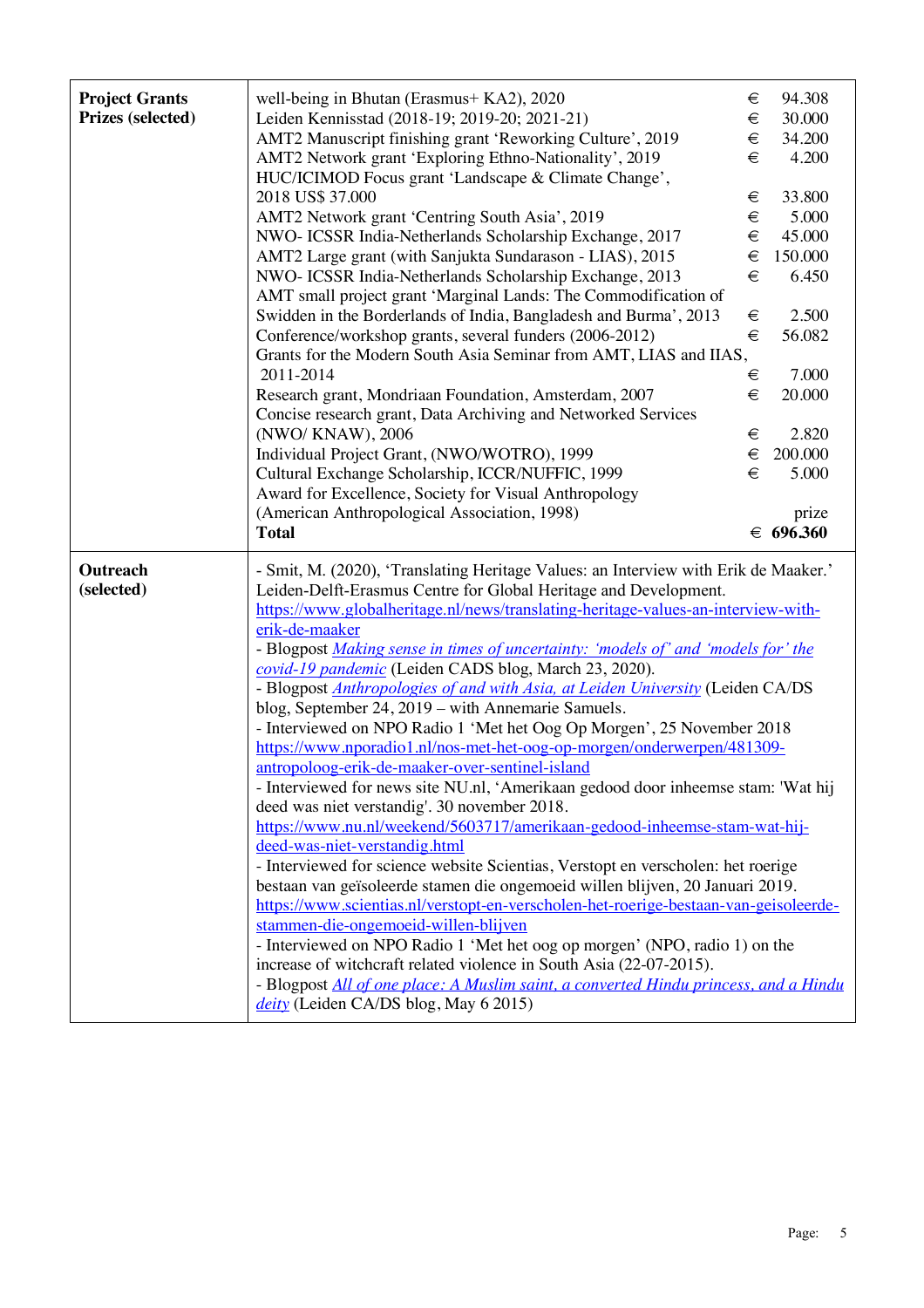| | | | |
|---|---|---|---|
| **Project Grants Prizes (selected)** | well-being in Bhutan (Erasmus+ KA2), 2020 | € | 94.308 |
| | Leiden Kennisstad (2018-19; 2019-20; 2021-21) | € | 30.000 |
| | AMT2 Manuscript finishing grant 'Reworking Culture', 2019 | € | 34.200 |
| | AMT2 Network grant 'Exploring Ethno-Nationality', 2019 | € | 4.200 |
| | HUC/ICIMOD Focus grant 'Landscape & Climate Change', 2018 US$ 37.000 | € | 33.800 |
| | AMT2 Network grant 'Centring South Asia', 2019 | € | 5.000 |
| | NWO- ICSSR India-Netherlands Scholarship Exchange, 2017 | € | 45.000 |
| | AMT2 Large grant (with Sanjukta Sundarason - LIAS), 2015 | € | 150.000 |
| | NWO- ICSSR India-Netherlands Scholarship Exchange, 2013 | € | 6.450 |
| | AMT small project grant 'Marginal Lands: The Commodification of Swidden in the Borderlands of India, Bangladesh and Burma', 2013 | € | 2.500 |
| | Conference/workshop grants, several funders (2006-2012) | € | 56.082 |
| | Grants for the Modern South Asia Seminar from AMT, LIAS and IIAS, 2011-2014 | € | 7.000 |
| | Research grant, Mondriaan Foundation, Amsterdam, 2007 | € | 20.000 |
| | Concise research grant, Data Archiving and Networked Services (NWO/ KNAW), 2006 | € | 2.820 |
| | Individual Project Grant, (NWO/WOTRO), 1999 | € | 200.000 |
| | Cultural Exchange Scholarship, ICCR/NUFFIC, 1999 | € | 5.000 |
| | Award for Excellence, Society for Visual Anthropology (American Anthropological Association, 1998) | | prize |
| | **Total** | € | **696.360** |
| **Outreach (selected)** | - Smit, M. (2020), 'Translating Heritage Values: an Interview with Erik de Maaker.' Leiden-Delft-Erasmus Centre for Global Heritage and Development. https://www.globalheritage.nl/news/translating-heritage-values-an-interview-with-erik-de-maaker<br>- Blogpost *Making sense in times of uncertainty: 'models of' and 'models for' the covid-19 pandemic* (Leiden CADS blog, March 23, 2020).<br>- Blogpost *Anthropologies of and with Asia, at Leiden University* (Leiden CA/DS blog, September 24, 2019 – with Annemarie Samuels.<br>- Interviewed on NPO Radio 1 'Met het Oog Op Morgen', 25 November 2018 https://www.nporadio1.nl/nos-met-het-oog-op-morgen/onderwerpen/481309-antropoloog-erik-de-maaker-over-sentinel-island<br>- Interviewed for news site NU.nl, 'Amerikaan gedood door inheemse stam: 'Wat hij deed was niet verstandig'. 30 november 2018. https://www.nu.nl/weekend/5603717/amerikaan-gedood-inheemse-stam-wat-hij-deed-was-niet-verstandig.html<br>- Interviewed for science website Scientias, Verstopt en verscholen: het roerige bestaan van geïsoleerde stamen die ongemoeid willen blijven, 20 Januari 2019. https://www.scientias.nl/verstopt-en-verscholen-het-roerige-bestaan-van-geisoleerde-stammen-die-ongemoeid-willen-blijven<br>- Interviewed on NPO Radio 1 'Met het oog op morgen' (NPO, radio 1) on the increase of witchcraft related violence in South Asia (22-07-2015).<br>- Blogpost *All of one place: A Muslim saint, a converted Hindu princess, and a Hindu deity* (Leiden CA/DS blog, May 6 2015) | | |